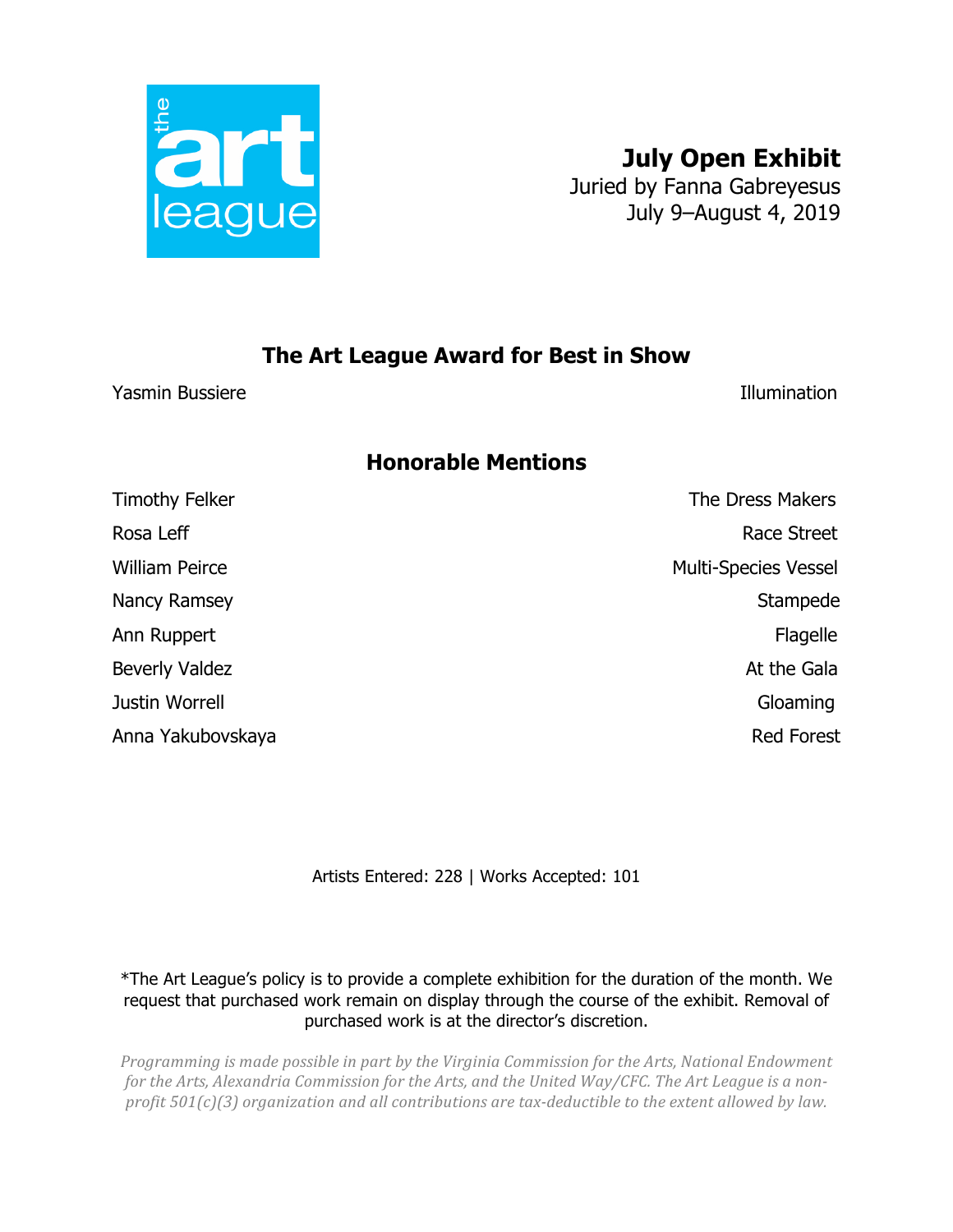the art league

# July Open Exhibit

Juried by Fanna Gabreyesus
July 9–August 4, 2019

## The Art League Award for Best in Show

| Artist | Title |
| --- | --- |
| Yasmin Bussiere | Illumination |

## Honorable Mentions

| Artist | Title |
| --- | --- |
| Timothy Felker | The Dress Makers |
| Rosa Leff | Race Street |
| William Peirce | Multi-Species Vessel |
| Nancy Ramsey | Stampede |
| Ann Ruppert | Flagelle |
| Beverly Valdez | At the Gala |
| Justin Worrell | Gloaming |
| Anna Yakubovskaya | Red Forest |

Artists Entered: 228 | Works Accepted: 101

*The Art League's policy is to provide a complete exhibition for the duration of the month. We request that purchased work remain on display through the course of the exhibit. Removal of purchased work is at the director's discretion.

*Programming is made possible in part by the Virginia Commission for the Arts, National Endowment for the Arts, Alexandria Commission for the Arts, and the United Way/CFC. The Art League is a non-profit 501(c)(3) organization and all contributions are tax-deductible to the extent allowed by law.*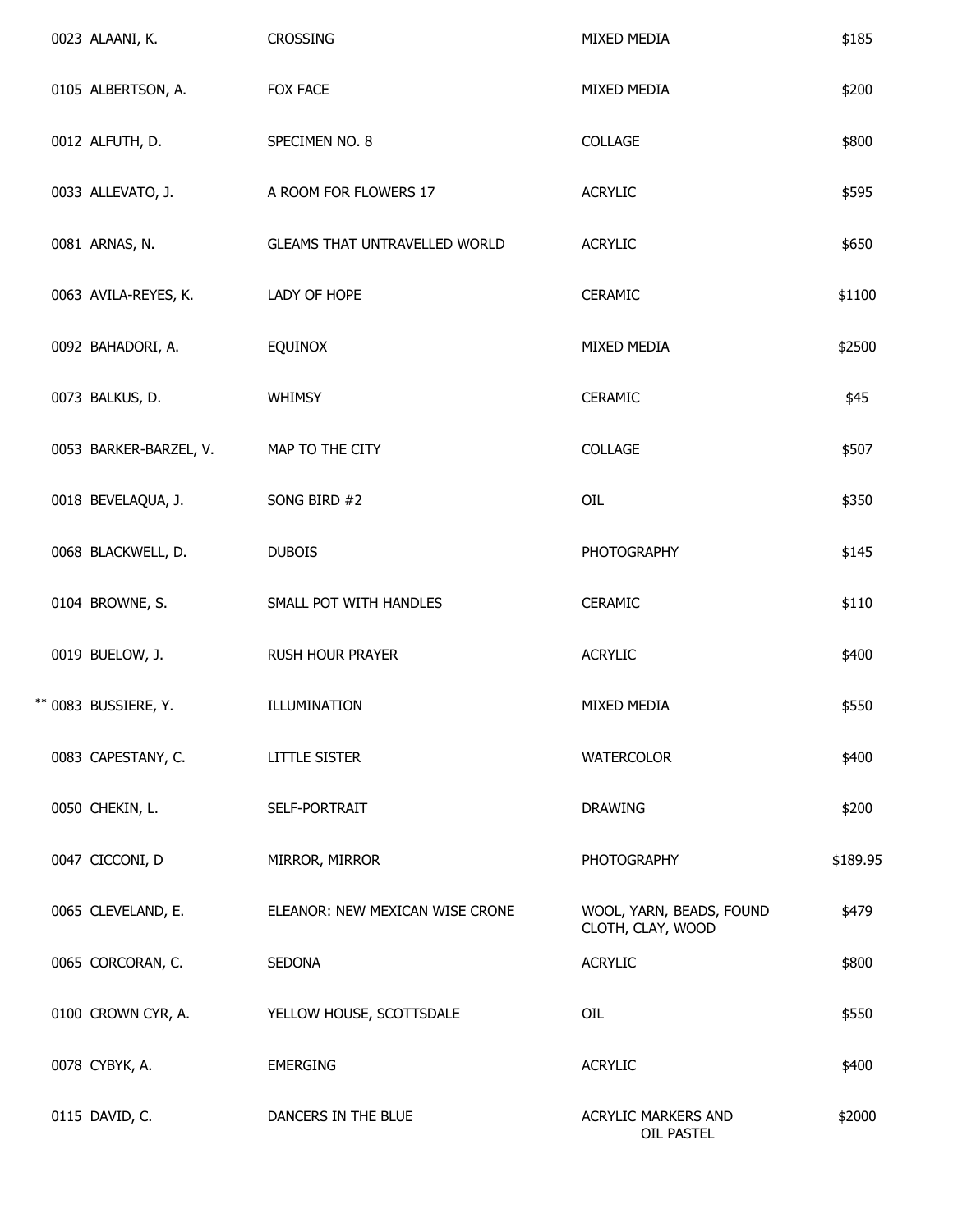| | | | |
|---|---|---|---|
| 0023 ALAANI, K. | CROSSING | MIXED MEDIA | $185 |
| 0105 ALBERTSON, A. | FOX FACE | MIXED MEDIA | $200 |
| 0012 ALFUTH, D. | SPECIMEN NO. 8 | COLLAGE | $800 |
| 0033 ALLEVATO, J. | A ROOM FOR FLOWERS 17 | ACRYLIC | $595 |
| 0081 ARNAS, N. | GLEAMS THAT UNTRAVELLED WORLD | ACRYLIC | $650 |
| 0063 AVILA-REYES, K. | LADY OF HOPE | CERAMIC | $1100 |
| 0092 BAHADORI, A. | EQUINOX | MIXED MEDIA | $2500 |
| 0073 BALKUS, D. | WHIMSY | CERAMIC | $45 |
| 0053 BARKER-BARZEL, V. | MAP TO THE CITY | COLLAGE | $507 |
| 0018 BEVELAQUA, J. | SONG BIRD #2 | OIL | $350 |
| 0068 BLACKWELL, D. | DUBOIS | PHOTOGRAPHY | $145 |
| 0104 BROWNE, S. | SMALL POT WITH HANDLES | CERAMIC | $110 |
| 0019 BUELOW, J. | RUSH HOUR PRAYER | ACRYLIC | $400 |
| ** 0083 BUSSIERE, Y. | ILLUMINATION | MIXED MEDIA | $550 |
| 0083 CAPESTANY, C. | LITTLE SISTER | WATERCOLOR | $400 |
| 0050 CHEKIN, L. | SELF-PORTRAIT | DRAWING | $200 |
| 0047 CICCONI, D | MIRROR, MIRROR | PHOTOGRAPHY | $189.95 |
| 0065 CLEVELAND, E. | ELEANOR: NEW MEXICAN WISE CRONE | WOOL, YARN, BEADS, FOUND CLOTH, CLAY, WOOD | $479 |
| 0065 CORCORAN, C. | SEDONA | ACRYLIC | $800 |
| 0100 CROWN CYR, A. | YELLOW HOUSE, SCOTTSDALE | OIL | $550 |
| 0078 CYBYK, A. | EMERGING | ACRYLIC | $400 |
| 0115 DAVID, C. | DANCERS IN THE BLUE | ACRYLIC MARKERS AND OIL PASTEL | $2000 |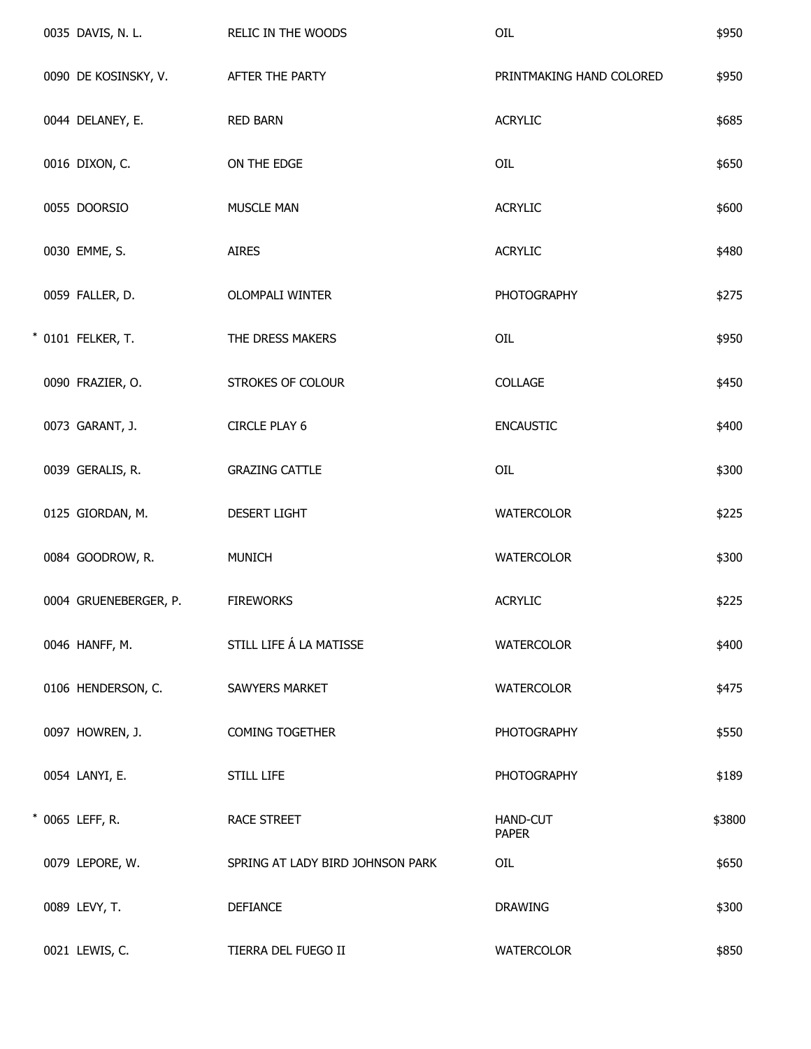| | | | |
|---|---|---|---|
| 0035 DAVIS, N. L. | RELIC IN THE WOODS | OIL | $950 |
| 0090 DE KOSINSKY, V. | AFTER THE PARTY | PRINTMAKING HAND COLORED | $950 |
| 0044 DELANEY, E. | RED BARN | ACRYLIC | $685 |
| 0016 DIXON, C. | ON THE EDGE | OIL | $650 |
| 0055 DOORSIO | MUSCLE MAN | ACRYLIC | $600 |
| 0030 EMME, S. | AIRES | ACRYLIC | $480 |
| 0059 FALLER, D. | OLOMPALI WINTER | PHOTOGRAPHY | $275 |
| * 0101 FELKER, T. | THE DRESS MAKERS | OIL | $950 |
| 0090 FRAZIER, O. | STROKES OF COLOUR | COLLAGE | $450 |
| 0073 GARANT, J. | CIRCLE PLAY 6 | ENCAUSTIC | $400 |
| 0039 GERALIS, R. | GRAZING CATTLE | OIL | $300 |
| 0125 GIORDAN, M. | DESERT LIGHT | WATERCOLOR | $225 |
| 0084 GOODROW, R. | MUNICH | WATERCOLOR | $300 |
| 0004 GRUENEBERGER, P. | FIREWORKS | ACRYLIC | $225 |
| 0046 HANFF, M. | STILL LIFE Á LA MATISSE | WATERCOLOR | $400 |
| 0106 HENDERSON, C. | SAWYERS MARKET | WATERCOLOR | $475 |
| 0097 HOWREN, J. | COMING TOGETHER | PHOTOGRAPHY | $550 |
| 0054 LANYI, E. | STILL LIFE | PHOTOGRAPHY | $189 |
| * 0065 LEFF, R. | RACE STREET | HAND-CUT PAPER | $3800 |
| 0079 LEPORE, W. | SPRING AT LADY BIRD JOHNSON PARK | OIL | $650 |
| 0089 LEVY, T. | DEFIANCE | DRAWING | $300 |
| 0021 LEWIS, C. | TIERRA DEL FUEGO II | WATERCOLOR | $850 |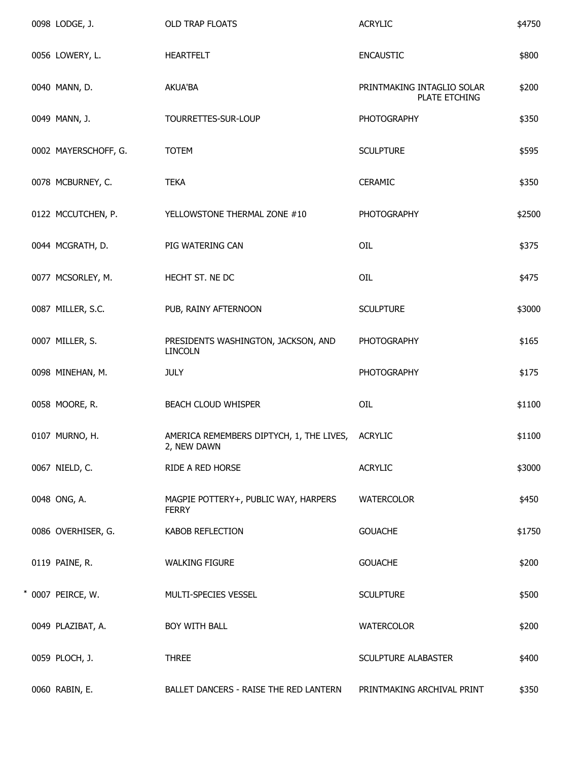| | | | |
|---|---|---|---|
| 0098 LODGE, J. | OLD TRAP FLOATS | ACRYLIC | $4750 |
| 0056 LOWERY, L. | HEARTFELT | ENCAUSTIC | $800 |
| 0040 MANN, D. | AKUA'BA | PRINTMAKING INTAGLIO SOLAR PLATE ETCHING | $200 |
| 0049 MANN, J. | TOURRETTES-SUR-LOUP | PHOTOGRAPHY | $350 |
| 0002 MAYERSCHOFF, G. | TOTEM | SCULPTURE | $595 |
| 0078 MCBURNEY, C. | TEKA | CERAMIC | $350 |
| 0122 MCCUTCHEN, P. | YELLOWSTONE THERMAL ZONE #10 | PHOTOGRAPHY | $2500 |
| 0044 MCGRATH, D. | PIG WATERING CAN | OIL | $375 |
| 0077 MCSORLEY, M. | HECHT ST. NE DC | OIL | $475 |
| 0087 MILLER, S.C. | PUB, RAINY AFTERNOON | SCULPTURE | $3000 |
| 0007 MILLER, S. | PRESIDENTS WASHINGTON, JACKSON, AND LINCOLN | PHOTOGRAPHY | $165 |
| 0098 MINEHAN, M. | JULY | PHOTOGRAPHY | $175 |
| 0058 MOORE, R. | BEACH CLOUD WHISPER | OIL | $1100 |
| 0107 MURNO, H. | AMERICA REMEMBERS DIPTYCH, 1, THE LIVES, 2, NEW DAWN | ACRYLIC | $1100 |
| 0067 NIELD, C. | RIDE A RED HORSE | ACRYLIC | $3000 |
| 0048 ONG, A. | MAGPIE POTTERY+, PUBLIC WAY, HARPERS FERRY | WATERCOLOR | $450 |
| 0086 OVERHISER, G. | KABOB REFLECTION | GOUACHE | $1750 |
| 0119 PAINE, R. | WALKING FIGURE | GOUACHE | $200 |
| * 0007 PEIRCE, W. | MULTI-SPECIES VESSEL | SCULPTURE | $500 |
| 0049 PLAZIBAT, A. | BOY WITH BALL | WATERCOLOR | $200 |
| 0059 PLOCH, J. | THREE | SCULPTURE ALABASTER | $400 |
| 0060 RABIN, E. | BALLET DANCERS - RAISE THE RED LANTERN | PRINTMAKING ARCHIVAL PRINT | $350 |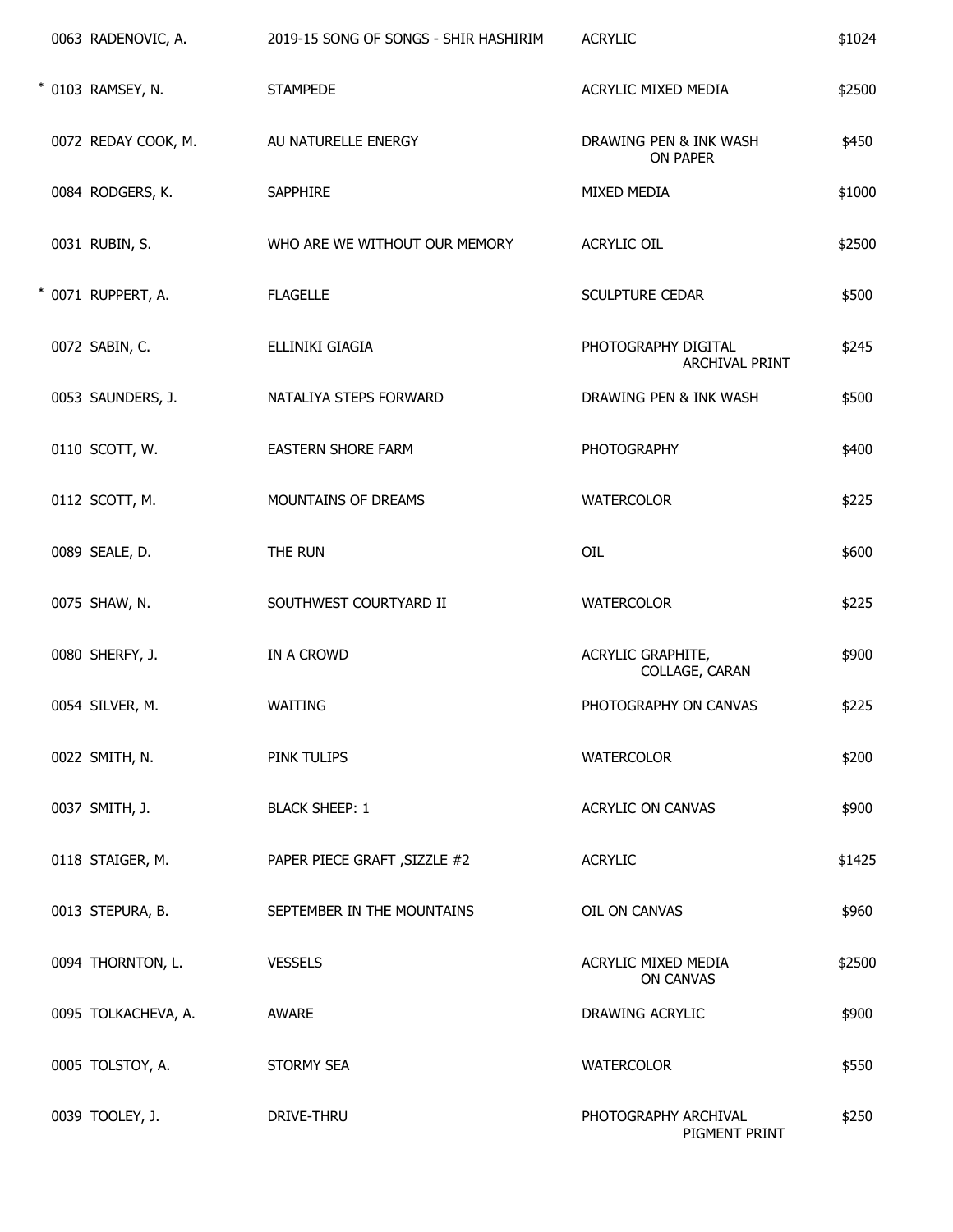| | | | | |
|---|---|---|---|---|
| | 0063 RADENOVIC, A. | 2019-15 SONG OF SONGS - SHIR HASHIRIM | ACRYLIC | $1024 |
| * | 0103 RAMSEY, N. | STAMPEDE | ACRYLIC MIXED MEDIA | $2500 |
| | 0072 REDAY COOK, M. | AU NATURELLE ENERGY | DRAWING PEN & INK WASH ON PAPER | $450 |
| | 0084 RODGERS, K. | SAPPHIRE | MIXED MEDIA | $1000 |
| | 0031 RUBIN, S. | WHO ARE WE WITHOUT OUR MEMORY | ACRYLIC OIL | $2500 |
| * | 0071 RUPPERT, A. | FLAGELLE | SCULPTURE CEDAR | $500 |
| | 0072 SABIN, C. | ELLINIKI GIAGIA | PHOTOGRAPHY DIGITAL ARCHIVAL PRINT | $245 |
| | 0053 SAUNDERS, J. | NATALIYA STEPS FORWARD | DRAWING PEN & INK WASH | $500 |
| | 0110 SCOTT, W. | EASTERN SHORE FARM | PHOTOGRAPHY | $400 |
| | 0112 SCOTT, M. | MOUNTAINS OF DREAMS | WATERCOLOR | $225 |
| | 0089 SEALE, D. | THE RUN | OIL | $600 |
| | 0075 SHAW, N. | SOUTHWEST COURTYARD II | WATERCOLOR | $225 |
| | 0080 SHERFY, J. | IN A CROWD | ACRYLIC GRAPHITE, COLLAGE, CARAN | $900 |
| | 0054 SILVER, M. | WAITING | PHOTOGRAPHY ON CANVAS | $225 |
| | 0022 SMITH, N. | PINK TULIPS | WATERCOLOR | $200 |
| | 0037 SMITH, J. | BLACK SHEEP: 1 | ACRYLIC ON CANVAS | $900 |
| | 0118 STAIGER, M. | PAPER PIECE GRAFT ,SIZZLE #2 | ACRYLIC | $1425 |
| | 0013 STEPURA, B. | SEPTEMBER IN THE MOUNTAINS | OIL ON CANVAS | $960 |
| | 0094 THORNTON, L. | VESSELS | ACRYLIC MIXED MEDIA ON CANVAS | $2500 |
| | 0095 TOLKACHEVA, A. | AWARE | DRAWING ACRYLIC | $900 |
| | 0005 TOLSTOY, A. | STORMY SEA | WATERCOLOR | $550 |
| | 0039 TOOLEY, J. | DRIVE-THRU | PHOTOGRAPHY ARCHIVAL PIGMENT PRINT | $250 |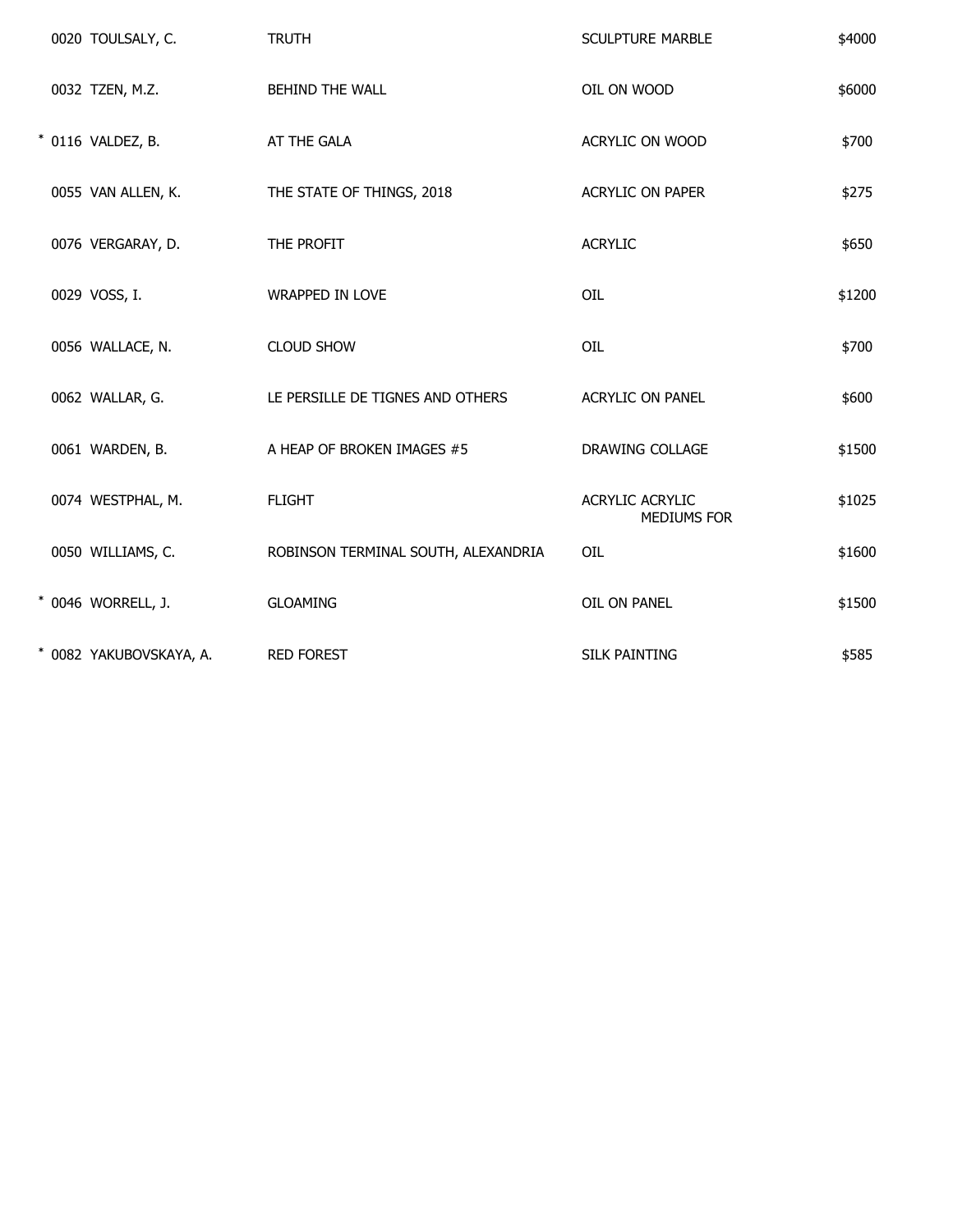| | | | | |
|---|---|---|---|---|
| | 0020 TOULSALY, C. | TRUTH | SCULPTURE MARBLE | $4000 |
| | 0032 TZEN, M.Z. | BEHIND THE WALL | OIL ON WOOD | $6000 |
| * | 0116 VALDEZ, B. | AT THE GALA | ACRYLIC ON WOOD | $700 |
| | 0055 VAN ALLEN, K. | THE STATE OF THINGS, 2018 | ACRYLIC ON PAPER | $275 |
| | 0076 VERGARAY, D. | THE PROFIT | ACRYLIC | $650 |
| | 0029 VOSS, I. | WRAPPED IN LOVE | OIL | $1200 |
| | 0056 WALLACE, N. | CLOUD SHOW | OIL | $700 |
| | 0062 WALLAR, G. | LE PERSILLE DE TIGNES AND OTHERS | ACRYLIC ON PANEL | $600 |
| | 0061 WARDEN, B. | A HEAP OF BROKEN IMAGES #5 | DRAWING COLLAGE | $1500 |
| | 0074 WESTPHAL, M. | FLIGHT | ACRYLIC ACRYLIC MEDIUMS FOR | $1025 |
| | 0050 WILLIAMS, C. | ROBINSON TERMINAL SOUTH, ALEXANDRIA | OIL | $1600 |
| * | 0046 WORRELL, J. | GLOAMING | OIL ON PANEL | $1500 |
| * | 0082 YAKUBOVSKAYA, A. | RED FOREST | SILK PAINTING | $585 |